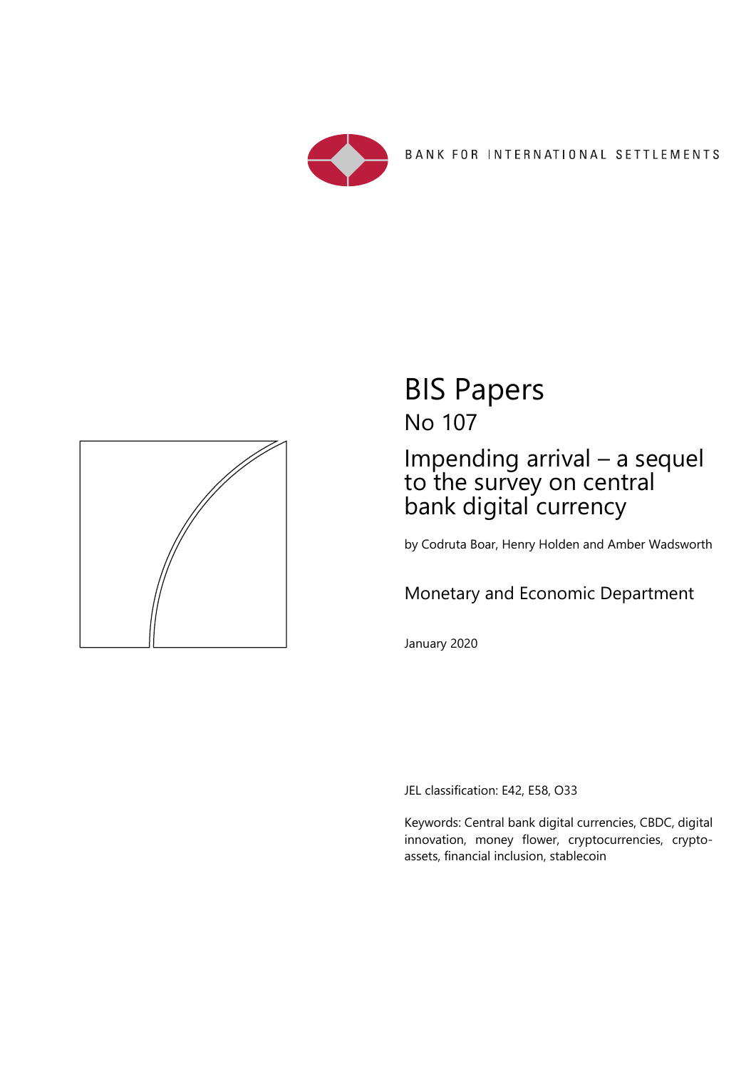BANK FOR INTERNATIONAL SETTLEMENTS

# BIS Papers

## No 107

# Impending arrival – a sequel to the survey on central bank digital currency

by Codruta Boar, Henry Holden and Amber Wadsworth

Monetary and Economic Department

January 2020

JEL classification: E42, E58, O33

Keywords: Central bank digital currencies, CBDC, digital innovation, money flower, cryptocurrencies, crypto-assets, financial inclusion, stablecoin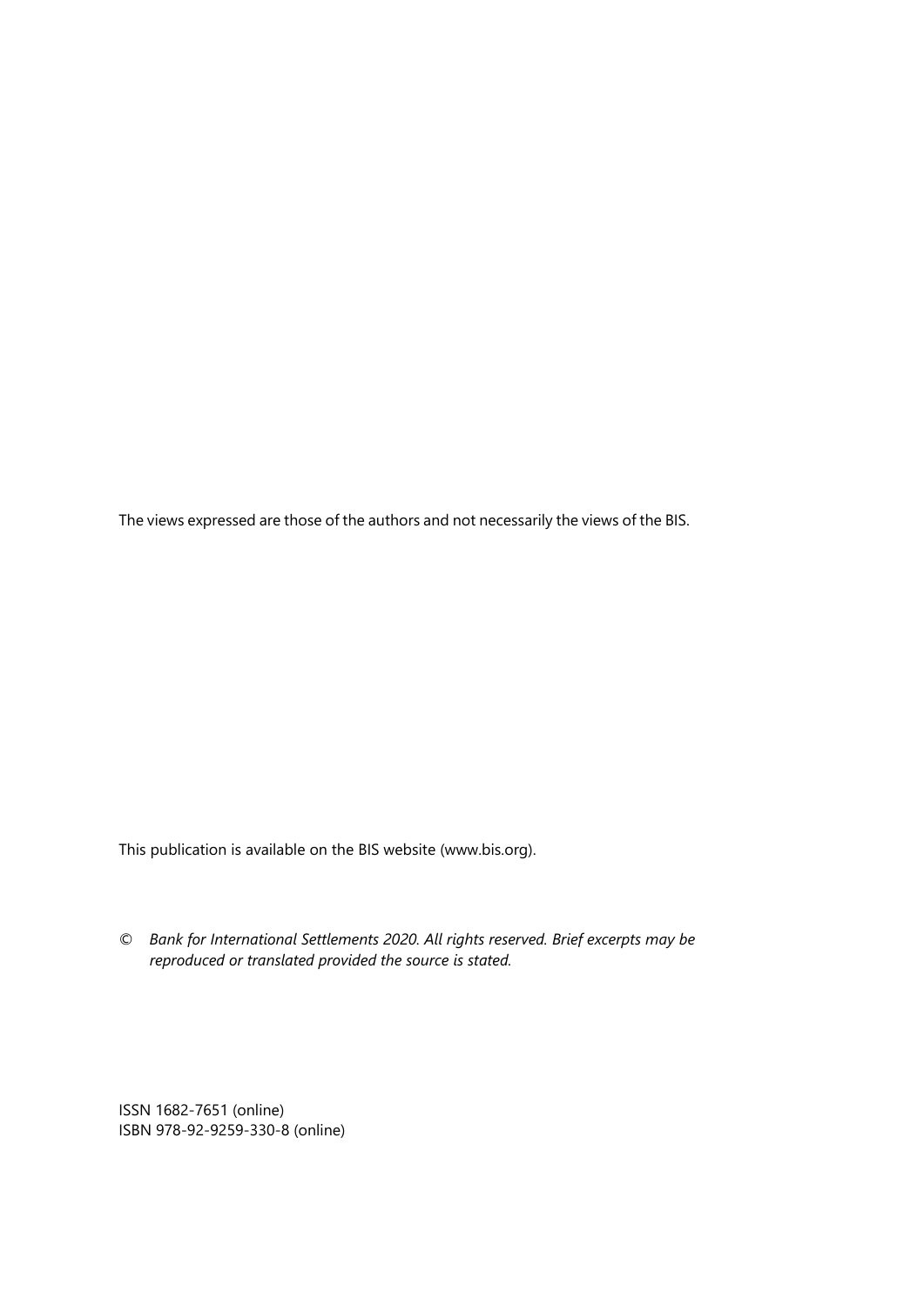The views expressed are those of the authors and not necessarily the views of the BIS.

This publication is available on the BIS website (www.bis.org).

© *Bank for International Settlements 2020. All rights reserved. Brief excerpts may be reproduced or translated provided the source is stated.*

ISSN 1682-7651 (online)
ISBN 978-92-9259-330-8 (online)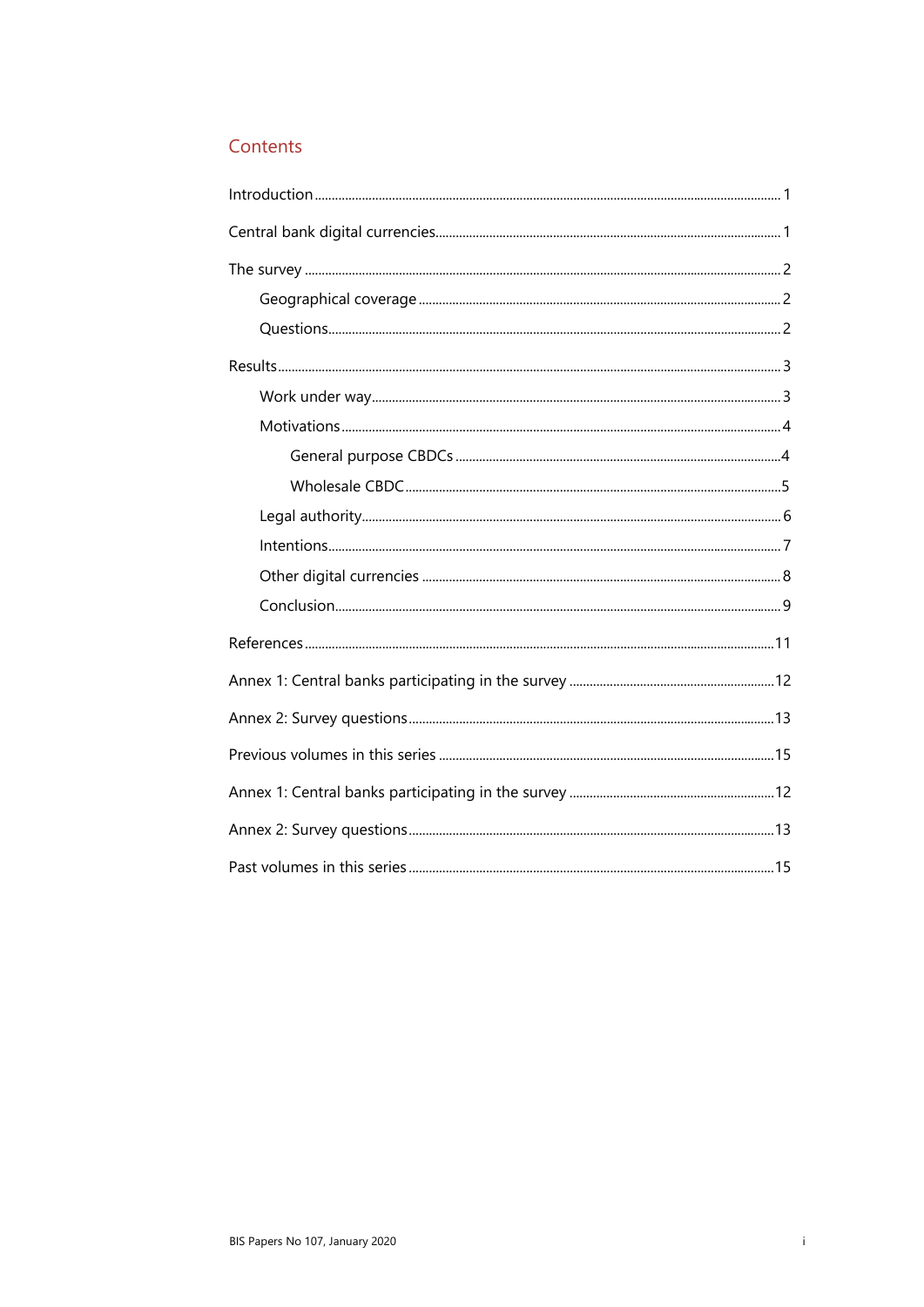## Contents

Introduction ..... 1

Central bank digital currencies ..... 1

The survey ..... 2

- Geographical coverage ..... 2
- Questions ..... 2

Results ..... 3

- Work under way ..... 3
- Motivations ..... 4
  - General purpose CBDCs ..... 4
  - Wholesale CBDC ..... 5
- Legal authority ..... 6
- Intentions ..... 7
- Other digital currencies ..... 8
- Conclusion ..... 9

References ..... 11

Annex 1: Central banks participating in the survey ..... 12

Annex 2: Survey questions ..... 13

Previous volumes in this series ..... 15

Annex 1: Central banks participating in the survey ..... 12

Annex 2: Survey questions ..... 13

Past volumes in this series ..... 15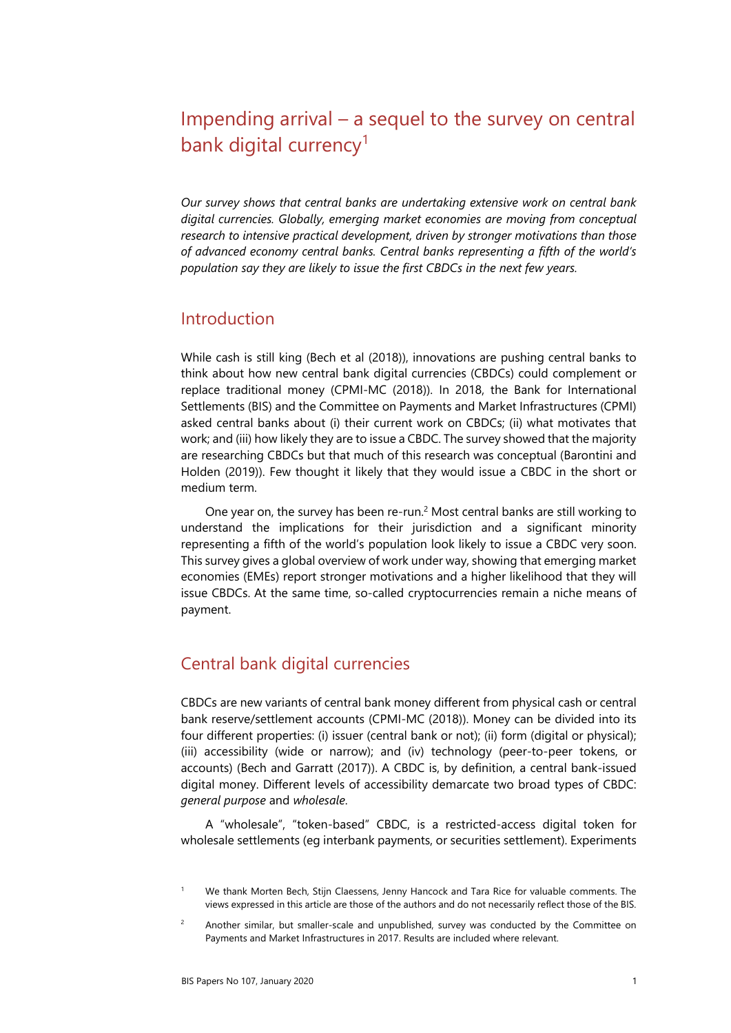# Impending arrival – a sequel to the survey on central bank digital currency[1]

*Our survey shows that central banks are undertaking extensive work on central bank digital currencies. Globally, emerging market economies are moving from conceptual research to intensive practical development, driven by stronger motivations than those of advanced economy central banks. Central banks representing a fifth of the world's population say they are likely to issue the first CBDCs in the next few years.*

## Introduction

While cash is still king (Bech et al (2018)), innovations are pushing central banks to think about how new central bank digital currencies (CBDCs) could complement or replace traditional money (CPMI-MC (2018)). In 2018, the Bank for International Settlements (BIS) and the Committee on Payments and Market Infrastructures (CPMI) asked central banks about (i) their current work on CBDCs; (ii) what motivates that work; and (iii) how likely they are to issue a CBDC. The survey showed that the majority are researching CBDCs but that much of this research was conceptual (Barontini and Holden (2019)). Few thought it likely that they would issue a CBDC in the short or medium term.

One year on, the survey has been re-run.[2] Most central banks are still working to understand the implications for their jurisdiction and a significant minority representing a fifth of the world's population look likely to issue a CBDC very soon. This survey gives a global overview of work under way, showing that emerging market economies (EMEs) report stronger motivations and a higher likelihood that they will issue CBDCs. At the same time, so-called cryptocurrencies remain a niche means of payment.

## Central bank digital currencies

CBDCs are new variants of central bank money different from physical cash or central bank reserve/settlement accounts (CPMI-MC (2018)). Money can be divided into its four different properties: (i) issuer (central bank or not); (ii) form (digital or physical); (iii) accessibility (wide or narrow); and (iv) technology (peer-to-peer tokens, or accounts) (Bech and Garratt (2017)). A CBDC is, by definition, a central bank-issued digital money. Different levels of accessibility demarcate two broad types of CBDC: *general purpose* and *wholesale*.

A "wholesale", "token-based" CBDC, is a restricted-access digital token for wholesale settlements (eg interbank payments, or securities settlement). Experiments

[1] We thank Morten Bech, Stijn Claessens, Jenny Hancock and Tara Rice for valuable comments. The views expressed in this article are those of the authors and do not necessarily reflect those of the BIS.

[2] Another similar, but smaller-scale and unpublished, survey was conducted by the Committee on Payments and Market Infrastructures in 2017. Results are included where relevant.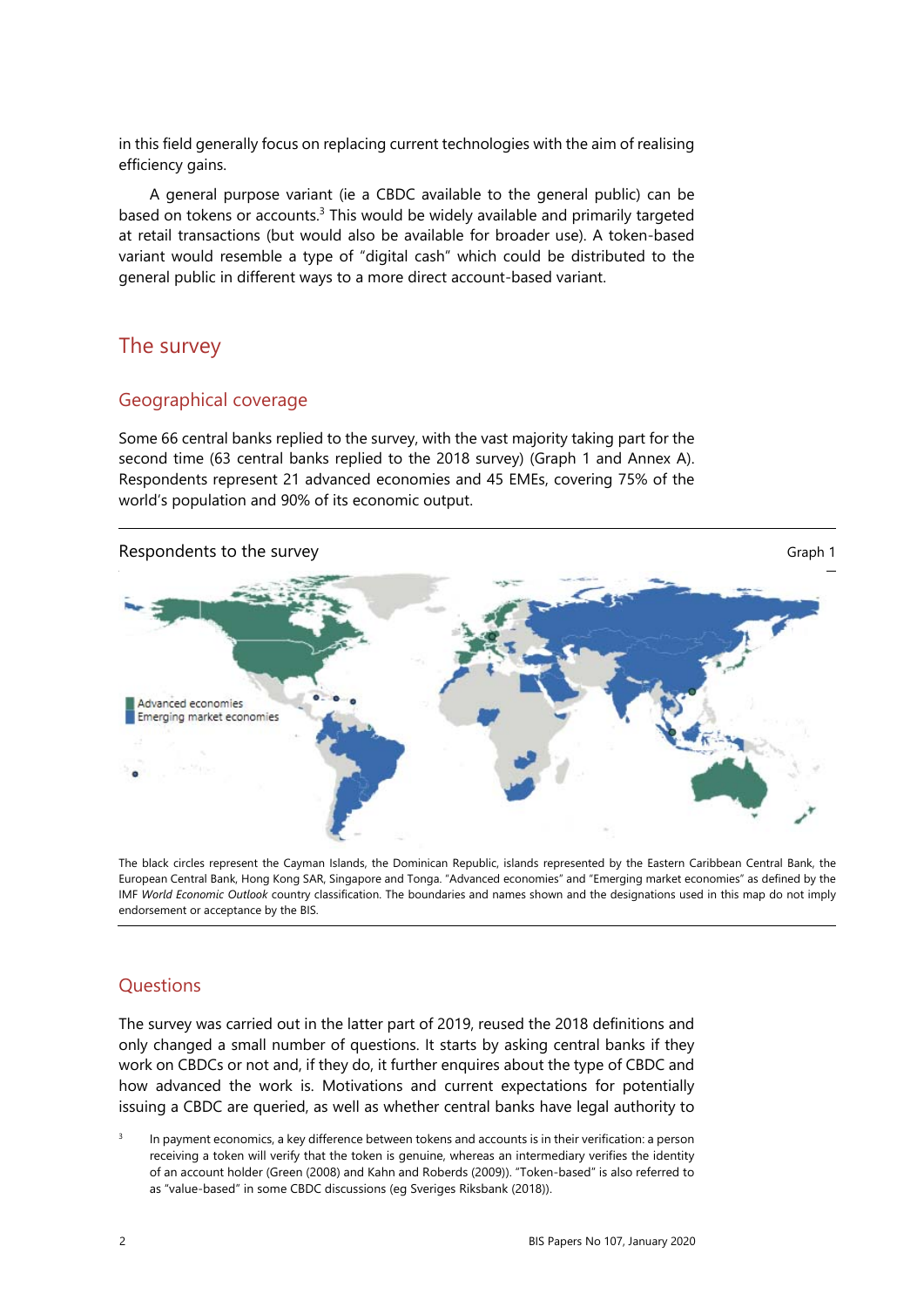in this field generally focus on replacing current technologies with the aim of realising efficiency gains.

A general purpose variant (ie a CBDC available to the general public) can be based on tokens or accounts.[3] This would be widely available and primarily targeted at retail transactions (but would also be available for broader use). A token-based variant would resemble a type of "digital cash" which could be distributed to the general public in different ways to a more direct account-based variant.

## The survey

### Geographical coverage

Some 66 central banks replied to the survey, with the vast majority taking part for the second time (63 central banks replied to the 2018 survey) (Graph 1 and Annex A). Respondents represent 21 advanced economies and 45 EMEs, covering 75% of the world's population and 90% of its economic output.

Respondents to the survey — Graph 1

Advanced economies
Emerging market economies

The black circles represent the Cayman Islands, the Dominican Republic, islands represented by the Eastern Caribbean Central Bank, the European Central Bank, Hong Kong SAR, Singapore and Tonga. "Advanced economies" and "Emerging market economies" as defined by the IMF *World Economic Outlook* country classification. The boundaries and names shown and the designations used in this map do not imply endorsement or acceptance by the BIS.

### Questions

The survey was carried out in the latter part of 2019, reused the 2018 definitions and only changed a small number of questions. It starts by asking central banks if they work on CBDCs or not and, if they do, it further enquires about the type of CBDC and how advanced the work is. Motivations and current expectations for potentially issuing a CBDC are queried, as well as whether central banks have legal authority to

[3] In payment economics, a key difference between tokens and accounts is in their verification: a person receiving a token will verify that the token is genuine, whereas an intermediary verifies the identity of an account holder (Green (2008) and Kahn and Roberds (2009)). "Token-based" is also referred to as "value-based" in some CBDC discussions (eg Sveriges Riksbank (2018)).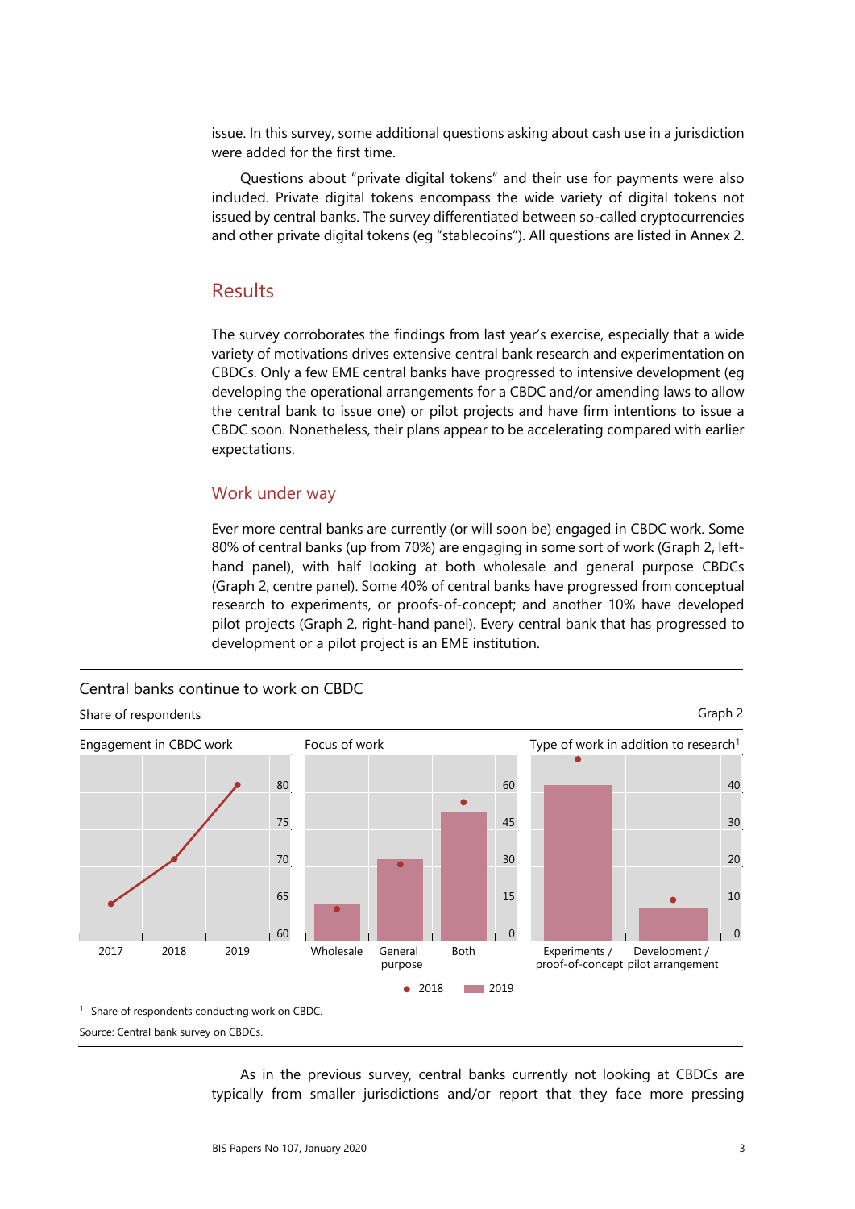issue. In this survey, some additional questions asking about cash use in a jurisdiction were added for the first time.

Questions about "private digital tokens" and their use for payments were also included. Private digital tokens encompass the wide variety of digital tokens not issued by central banks. The survey differentiated between so-called cryptocurrencies and other private digital tokens (eg "stablecoins"). All questions are listed in Annex 2.

## Results

The survey corroborates the findings from last year's exercise, especially that a wide variety of motivations drives extensive central bank research and experimentation on CBDCs. Only a few EME central banks have progressed to intensive development (eg developing the operational arrangements for a CBDC and/or amending laws to allow the central bank to issue one) or pilot projects and have firm intentions to issue a CBDC soon. Nonetheless, their plans appear to be accelerating compared with earlier expectations.

### Work under way

Ever more central banks are currently (or will soon be) engaged in CBDC work. Some 80% of central banks (up from 70%) are engaging in some sort of work (Graph 2, left-hand panel), with half looking at both wholesale and general purpose CBDCs (Graph 2, centre panel). Some 40% of central banks have progressed from conceptual research to experiments, or proofs-of-concept; and another 10% have developed pilot projects (Graph 2, right-hand panel). Every central bank that has progressed to development or a pilot project is an EME institution.

Central banks continue to work on CBDC

Share of respondents

Graph 2

Engagement in CBDC work | Focus of work | Type of work in addition to research[1]

2018 | 2019

[1] Share of respondents conducting work on CBDC.

Source: Central bank survey on CBDCs.

As in the previous survey, central banks currently not looking at CBDCs are typically from smaller jurisdictions and/or report that they face more pressing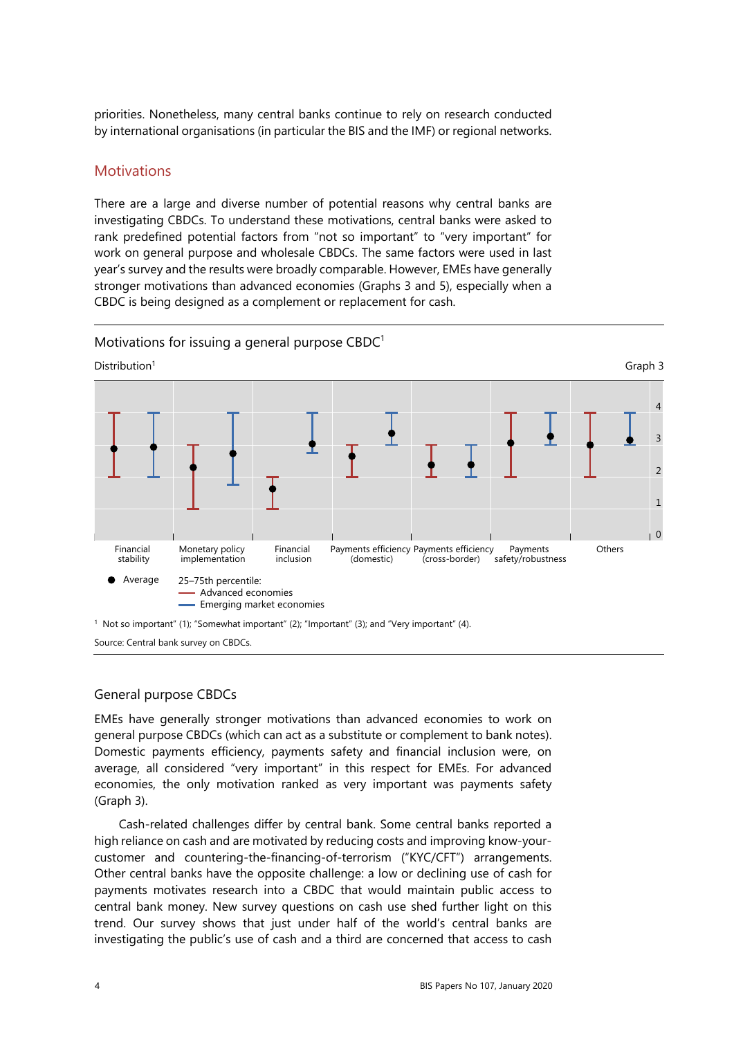priorities. Nonetheless, many central banks continue to rely on research conducted by international organisations (in particular the BIS and the IMF) or regional networks.

## Motivations

There are a large and diverse number of potential reasons why central banks are investigating CBDCs. To understand these motivations, central banks were asked to rank predefined potential factors from "not so important" to "very important" for work on general purpose and wholesale CBDCs. The same factors were used in last year's survey and the results were broadly comparable. However, EMEs have generally stronger motivations than advanced economies (Graphs 3 and 5), especially when a CBDC is being designed as a complement or replacement for cash.

Motivations for issuing a general purpose CBDC[1]

Distribution[1]

Graph 3

Financial stability, Monetary policy implementation, Financial inclusion, Payments efficiency (domestic), Payments efficiency (cross-border), Payments safety/robustness, Others

● Average — 25–75th percentile: Advanced economies; Emerging market economies

[1] Not so important" (1); "Somewhat important" (2); "Important" (3); and "Very important" (4).

Source: Central bank survey on CBDCs.

### General purpose CBDCs

EMEs have generally stronger motivations than advanced economies to work on general purpose CBDCs (which can act as a substitute or complement to bank notes). Domestic payments efficiency, payments safety and financial inclusion were, on average, all considered "very important" in this respect for EMEs. For advanced economies, the only motivation ranked as very important was payments safety (Graph 3).

Cash-related challenges differ by central bank. Some central banks reported a high reliance on cash and are motivated by reducing costs and improving know-your-customer and countering-the-financing-of-terrorism ("KYC/CFT") arrangements. Other central banks have the opposite challenge: a low or declining use of cash for payments motivates research into a CBDC that would maintain public access to central bank money. New survey questions on cash use shed further light on this trend. Our survey shows that just under half of the world's central banks are investigating the public's use of cash and a third are concerned that access to cash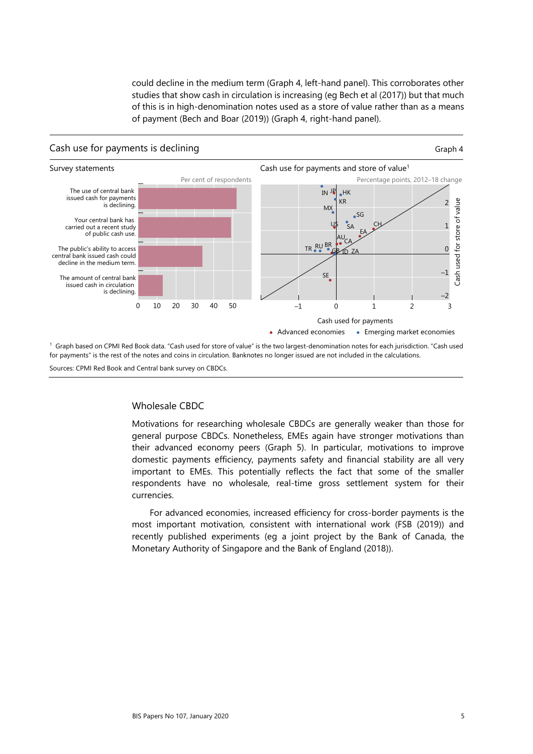could decline in the medium term (Graph 4, left-hand panel). This corroborates other studies that show cash in circulation is increasing (eg Bech et al (2017)) but that much of this is in high-denomination notes used as a store of value rather than as a means of payment (Bech and Boar (2019)) (Graph 4, right-hand panel).

**Cash use for payments is declining** — Graph 4

Survey statements — Per cent of respondents

- The use of central bank issued cash for payments is declining.
- Your central bank has carried out a recent study of public cash use.
- The public's ability to access central bank issued cash could decline in the medium term.
- The amount of central bank issued cash in circulation is declining.

Cash use for payments and store of value[1] — Percentage points, 2012–18 change

Cash used for payments (x-axis); Cash used for store of value (y-axis)

• Advanced economies • Emerging market economies

[1] Graph based on CPMI Red Book data. "Cash used for store of value" is the two largest-denomination notes for each jurisdiction. "Cash used for payments" is the rest of the notes and coins in circulation. Banknotes no longer issued are not included in the calculations.

Sources: CPMI Red Book and Central bank survey on CBDCs.

### Wholesale CBDC

Motivations for researching wholesale CBDCs are generally weaker than those for general purpose CBDCs. Nonetheless, EMEs again have stronger motivations than their advanced economy peers (Graph 5). In particular, motivations to improve domestic payments efficiency, payments safety and financial stability are all very important to EMEs. This potentially reflects the fact that some of the smaller respondents have no wholesale, real-time gross settlement system for their currencies.

For advanced economies, increased efficiency for cross-border payments is the most important motivation, consistent with international work (FSB (2019)) and recently published experiments (eg a joint project by the Bank of Canada, the Monetary Authority of Singapore and the Bank of England (2018)).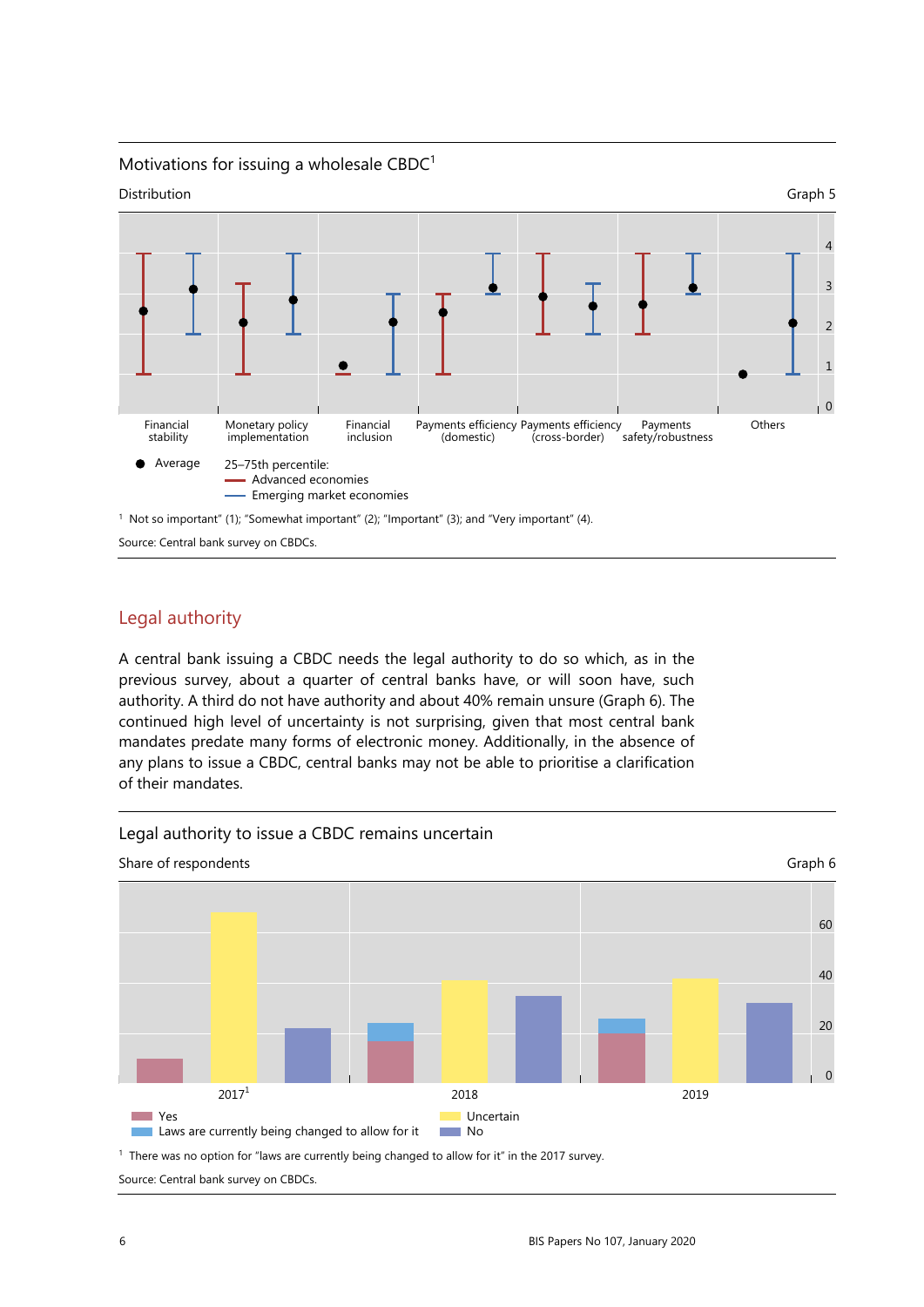Motivations for issuing a wholesale CBDC[1]

Distribution

Graph 5

● Average

25–75th percentile:
- Advanced economies
- Emerging market economies

[1] Not so important" (1); "Somewhat important" (2); "Important" (3); and "Very important" (4).

Source: Central bank survey on CBDCs.

## Legal authority

A central bank issuing a CBDC needs the legal authority to do so which, as in the previous survey, about a quarter of central banks have, or will soon have, such authority. A third do not have authority and about 40% remain unsure (Graph 6). The continued high level of uncertainty is not surprising, given that most central bank mandates predate many forms of electronic money. Additionally, in the absence of any plans to issue a CBDC, central banks may not be able to prioritise a clarification of their mandates.

Legal authority to issue a CBDC remains uncertain

Share of respondents

Graph 6

- Yes
- Laws are currently being changed to allow for it
- Uncertain
- No

[1] There was no option for "laws are currently being changed to allow for it" in the 2017 survey.

Source: Central bank survey on CBDCs.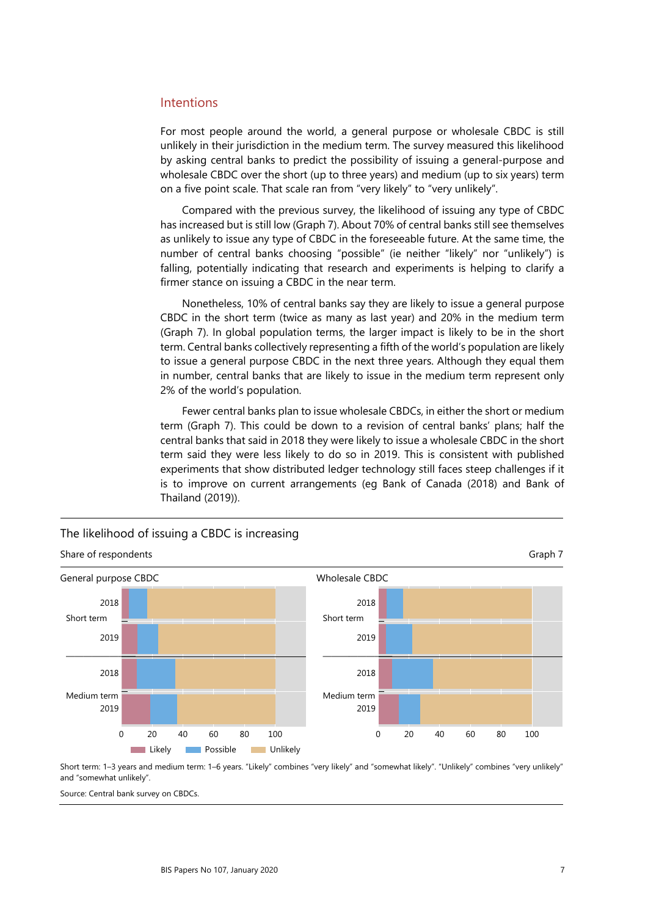## Intentions

For most people around the world, a general purpose or wholesale CBDC is still unlikely in their jurisdiction in the medium term. The survey measured this likelihood by asking central banks to predict the possibility of issuing a general-purpose and wholesale CBDC over the short (up to three years) and medium (up to six years) term on a five point scale. That scale ran from "very likely" to "very unlikely".

Compared with the previous survey, the likelihood of issuing any type of CBDC has increased but is still low (Graph 7). About 70% of central banks still see themselves as unlikely to issue any type of CBDC in the foreseeable future. At the same time, the number of central banks choosing "possible" (ie neither "likely" nor "unlikely") is falling, potentially indicating that research and experiments is helping to clarify a firmer stance on issuing a CBDC in the near term.

Nonetheless, 10% of central banks say they are likely to issue a general purpose CBDC in the short term (twice as many as last year) and 20% in the medium term (Graph 7). In global population terms, the larger impact is likely to be in the short term. Central banks collectively representing a fifth of the world's population are likely to issue a general purpose CBDC in the next three years. Although they equal them in number, central banks that are likely to issue in the medium term represent only 2% of the world's population.

Fewer central banks plan to issue wholesale CBDCs, in either the short or medium term (Graph 7). This could be down to a revision of central banks' plans; half the central banks that said in 2018 they were likely to issue a wholesale CBDC in the short term said they were less likely to do so in 2019. This is consistent with published experiments that show distributed ledger technology still faces steep challenges if it is to improve on current arrangements (eg Bank of Canada (2018) and Bank of Thailand (2019)).

**The likelihood of issuing a CBDC is increasing**

Share of respondents — Graph 7

General purpose CBDC | Wholesale CBDC

Legend: Likely, Possible, Unlikely

Short term: 1–3 years and medium term: 1–6 years. "Likely" combines "very likely" and "somewhat likely". "Unlikely" combines "very unlikely" and "somewhat unlikely".

Source: Central bank survey on CBDCs.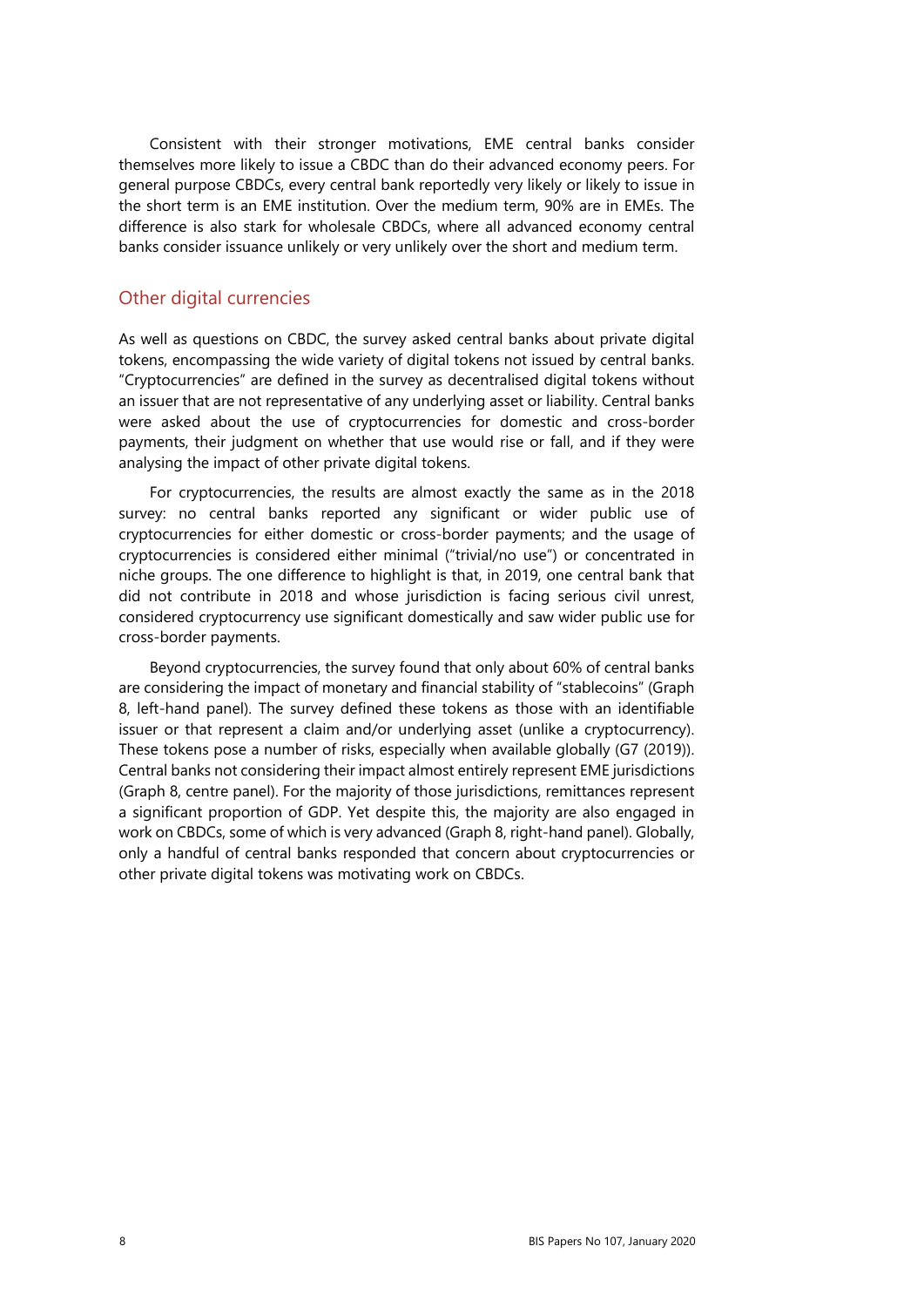Consistent with their stronger motivations, EME central banks consider themselves more likely to issue a CBDC than do their advanced economy peers. For general purpose CBDCs, every central bank reportedly very likely or likely to issue in the short term is an EME institution. Over the medium term, 90% are in EMEs. The difference is also stark for wholesale CBDCs, where all advanced economy central banks consider issuance unlikely or very unlikely over the short and medium term.

## Other digital currencies

As well as questions on CBDC, the survey asked central banks about private digital tokens, encompassing the wide variety of digital tokens not issued by central banks. "Cryptocurrencies" are defined in the survey as decentralised digital tokens without an issuer that are not representative of any underlying asset or liability. Central banks were asked about the use of cryptocurrencies for domestic and cross-border payments, their judgment on whether that use would rise or fall, and if they were analysing the impact of other private digital tokens.

For cryptocurrencies, the results are almost exactly the same as in the 2018 survey: no central banks reported any significant or wider public use of cryptocurrencies for either domestic or cross-border payments; and the usage of cryptocurrencies is considered either minimal ("trivial/no use") or concentrated in niche groups. The one difference to highlight is that, in 2019, one central bank that did not contribute in 2018 and whose jurisdiction is facing serious civil unrest, considered cryptocurrency use significant domestically and saw wider public use for cross-border payments.

Beyond cryptocurrencies, the survey found that only about 60% of central banks are considering the impact of monetary and financial stability of "stablecoins" (Graph 8, left-hand panel). The survey defined these tokens as those with an identifiable issuer or that represent a claim and/or underlying asset (unlike a cryptocurrency). These tokens pose a number of risks, especially when available globally (G7 (2019)). Central banks not considering their impact almost entirely represent EME jurisdictions (Graph 8, centre panel). For the majority of those jurisdictions, remittances represent a significant proportion of GDP. Yet despite this, the majority are also engaged in work on CBDCs, some of which is very advanced (Graph 8, right-hand panel). Globally, only a handful of central banks responded that concern about cryptocurrencies or other private digital tokens was motivating work on CBDCs.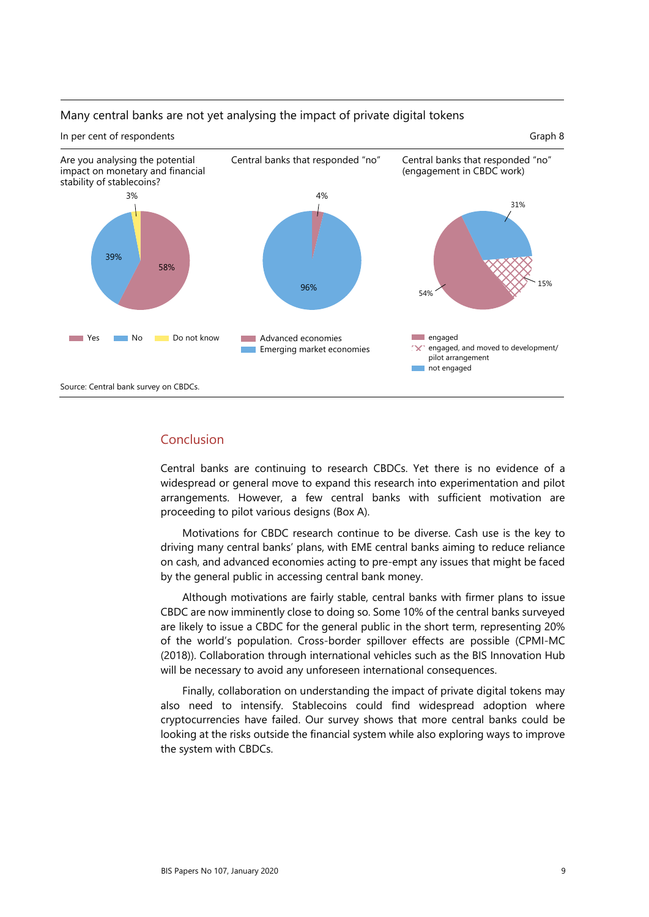Many central banks are not yet analysing the impact of private digital tokens

In per cent of respondents

Graph 8

| Are you analysing the potential impact on monetary and financial stability of stablecoins? | Central banks that responded "no" | Central banks that responded "no" (engagement in CBDC work) |
| --- | --- | --- |
| Yes: 58%; No: 39%; Do not know: 3% | Advanced economies: 4%; Emerging market economies: 96% | engaged: 54%; engaged, and moved to development/pilot arrangement: 15%; not engaged: 31% |

Source: Central bank survey on CBDCs.

## Conclusion

Central banks are continuing to research CBDCs. Yet there is no evidence of a widespread or general move to expand this research into experimentation and pilot arrangements. However, a few central banks with sufficient motivation are proceeding to pilot various designs (Box A).

Motivations for CBDC research continue to be diverse. Cash use is the key to driving many central banks' plans, with EME central banks aiming to reduce reliance on cash, and advanced economies acting to pre-empt any issues that might be faced by the general public in accessing central bank money.

Although motivations are fairly stable, central banks with firmer plans to issue CBDC are now imminently close to doing so. Some 10% of the central banks surveyed are likely to issue a CBDC for the general public in the short term, representing 20% of the world's population. Cross-border spillover effects are possible (CPMI-MC (2018)). Collaboration through international vehicles such as the BIS Innovation Hub will be necessary to avoid any unforeseen international consequences.

Finally, collaboration on understanding the impact of private digital tokens may also need to intensify. Stablecoins could find widespread adoption where cryptocurrencies have failed. Our survey shows that more central banks could be looking at the risks outside the financial system while also exploring ways to improve the system with CBDCs.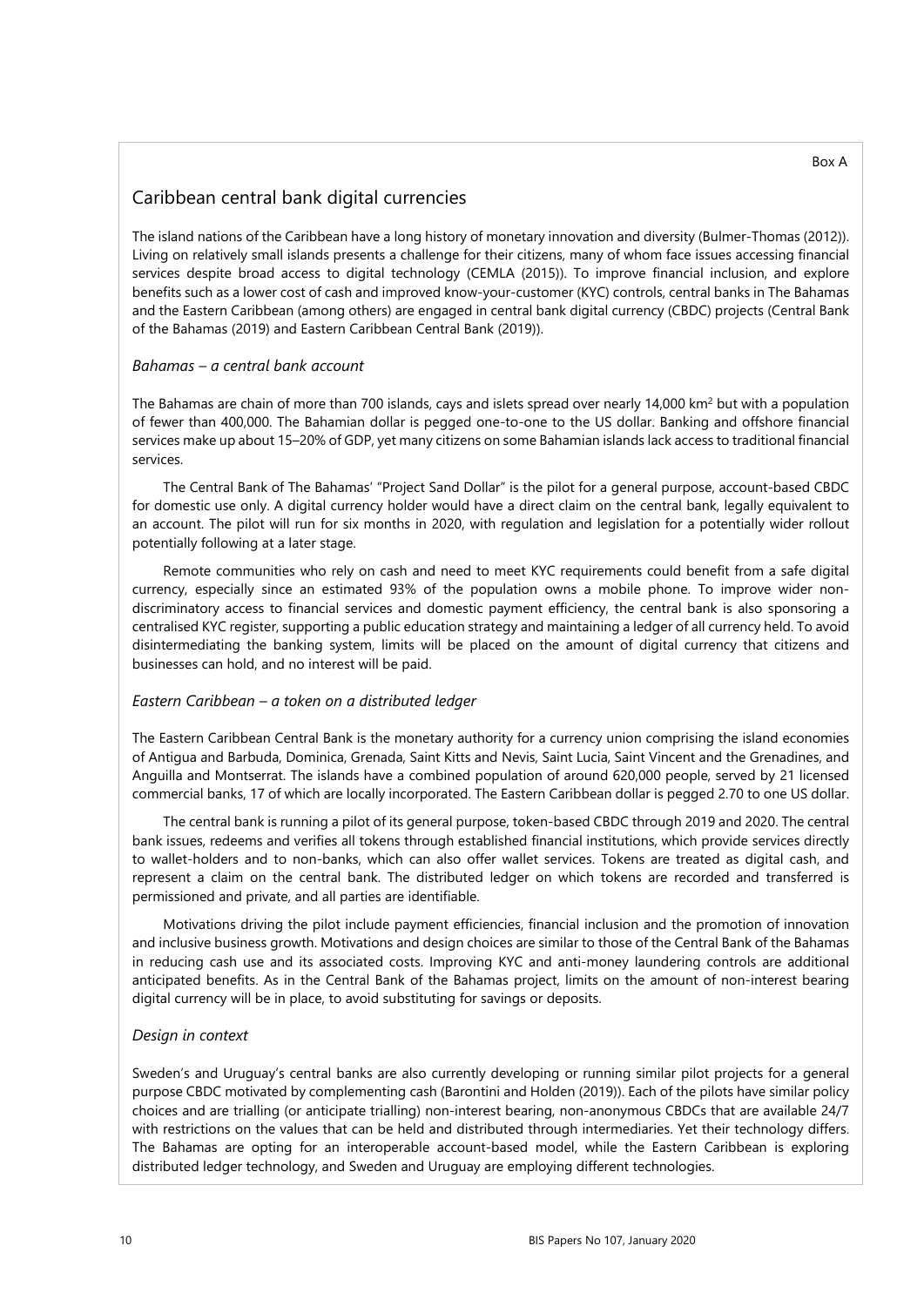Box A

## Caribbean central bank digital currencies

The island nations of the Caribbean have a long history of monetary innovation and diversity (Bulmer-Thomas (2012)). Living on relatively small islands presents a challenge for their citizens, many of whom face issues accessing financial services despite broad access to digital technology (CEMLA (2015)). To improve financial inclusion, and explore benefits such as a lower cost of cash and improved know-your-customer (KYC) controls, central banks in The Bahamas and the Eastern Caribbean (among others) are engaged in central bank digital currency (CBDC) projects (Central Bank of the Bahamas (2019) and Eastern Caribbean Central Bank (2019)).

### *Bahamas – a central bank account*

The Bahamas are chain of more than 700 islands, cays and islets spread over nearly 14,000 km$^2$ but with a population of fewer than 400,000. The Bahamian dollar is pegged one-to-one to the US dollar. Banking and offshore financial services make up about 15–20% of GDP, yet many citizens on some Bahamian islands lack access to traditional financial services.

The Central Bank of The Bahamas' "Project Sand Dollar" is the pilot for a general purpose, account-based CBDC for domestic use only. A digital currency holder would have a direct claim on the central bank, legally equivalent to an account. The pilot will run for six months in 2020, with regulation and legislation for a potentially wider rollout potentially following at a later stage.

Remote communities who rely on cash and need to meet KYC requirements could benefit from a safe digital currency, especially since an estimated 93% of the population owns a mobile phone. To improve wider non-discriminatory access to financial services and domestic payment efficiency, the central bank is also sponsoring a centralised KYC register, supporting a public education strategy and maintaining a ledger of all currency held. To avoid disintermediating the banking system, limits will be placed on the amount of digital currency that citizens and businesses can hold, and no interest will be paid.

### *Eastern Caribbean – a token on a distributed ledger*

The Eastern Caribbean Central Bank is the monetary authority for a currency union comprising the island economies of Antigua and Barbuda, Dominica, Grenada, Saint Kitts and Nevis, Saint Lucia, Saint Vincent and the Grenadines, and Anguilla and Montserrat. The islands have a combined population of around 620,000 people, served by 21 licensed commercial banks, 17 of which are locally incorporated. The Eastern Caribbean dollar is pegged 2.70 to one US dollar.

The central bank is running a pilot of its general purpose, token-based CBDC through 2019 and 2020. The central bank issues, redeems and verifies all tokens through established financial institutions, which provide services directly to wallet-holders and to non-banks, which can also offer wallet services. Tokens are treated as digital cash, and represent a claim on the central bank. The distributed ledger on which tokens are recorded and transferred is permissioned and private, and all parties are identifiable.

Motivations driving the pilot include payment efficiencies, financial inclusion and the promotion of innovation and inclusive business growth. Motivations and design choices are similar to those of the Central Bank of the Bahamas in reducing cash use and its associated costs. Improving KYC and anti-money laundering controls are additional anticipated benefits. As in the Central Bank of the Bahamas project, limits on the amount of non-interest bearing digital currency will be in place, to avoid substituting for savings or deposits.

### *Design in context*

Sweden's and Uruguay's central banks are also currently developing or running similar pilot projects for a general purpose CBDC motivated by complementing cash (Barontini and Holden (2019)). Each of the pilots have similar policy choices and are trialling (or anticipate trialling) non-interest bearing, non-anonymous CBDCs that are available 24/7 with restrictions on the values that can be held and distributed through intermediaries. Yet their technology differs. The Bahamas are opting for an interoperable account-based model, while the Eastern Caribbean is exploring distributed ledger technology, and Sweden and Uruguay are employing different technologies.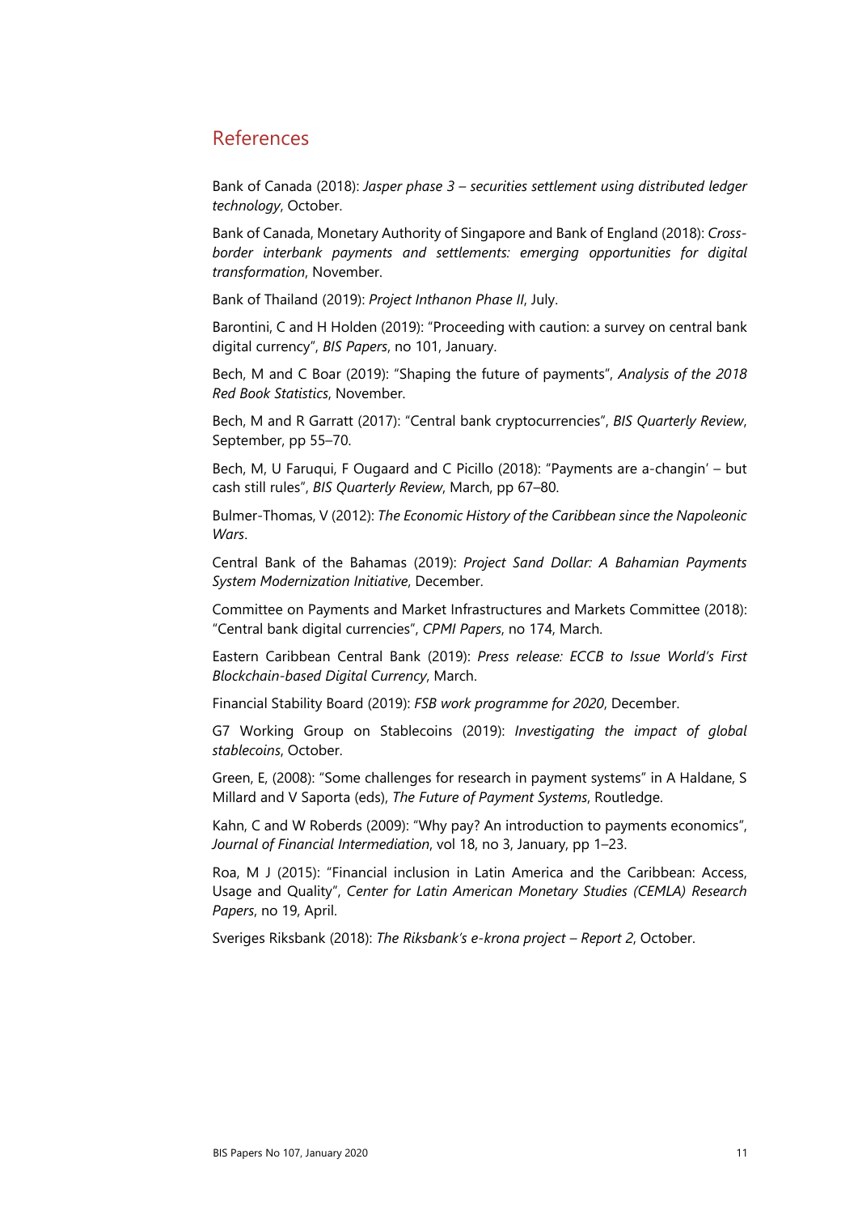## References

Bank of Canada (2018): *Jasper phase 3 – securities settlement using distributed ledger technology*, October.

Bank of Canada, Monetary Authority of Singapore and Bank of England (2018): *Cross-border interbank payments and settlements: emerging opportunities for digital transformation*, November.

Bank of Thailand (2019): *Project Inthanon Phase II*, July.

Barontini, C and H Holden (2019): "Proceeding with caution: a survey on central bank digital currency", *BIS Papers*, no 101, January.

Bech, M and C Boar (2019): "Shaping the future of payments", *Analysis of the 2018 Red Book Statistics*, November.

Bech, M and R Garratt (2017): "Central bank cryptocurrencies", *BIS Quarterly Review*, September, pp 55–70.

Bech, M, U Faruqui, F Ougaard and C Picillo (2018): "Payments are a-changin' – but cash still rules", *BIS Quarterly Review*, March, pp 67–80.

Bulmer-Thomas, V (2012): *The Economic History of the Caribbean since the Napoleonic Wars*.

Central Bank of the Bahamas (2019): *Project Sand Dollar: A Bahamian Payments System Modernization Initiative*, December.

Committee on Payments and Market Infrastructures and Markets Committee (2018): "Central bank digital currencies", *CPMI Papers*, no 174, March.

Eastern Caribbean Central Bank (2019): *Press release: ECCB to Issue World's First Blockchain-based Digital Currency*, March.

Financial Stability Board (2019): *FSB work programme for 2020*, December.

G7 Working Group on Stablecoins (2019): *Investigating the impact of global stablecoins*, October.

Green, E, (2008): "Some challenges for research in payment systems" in A Haldane, S Millard and V Saporta (eds), *The Future of Payment Systems*, Routledge.

Kahn, C and W Roberds (2009): "Why pay? An introduction to payments economics", *Journal of Financial Intermediation*, vol 18, no 3, January, pp 1–23.

Roa, M J (2015): "Financial inclusion in Latin America and the Caribbean: Access, Usage and Quality", *Center for Latin American Monetary Studies (CEMLA) Research Papers*, no 19, April.

Sveriges Riksbank (2018): *The Riksbank's e-krona project – Report 2*, October.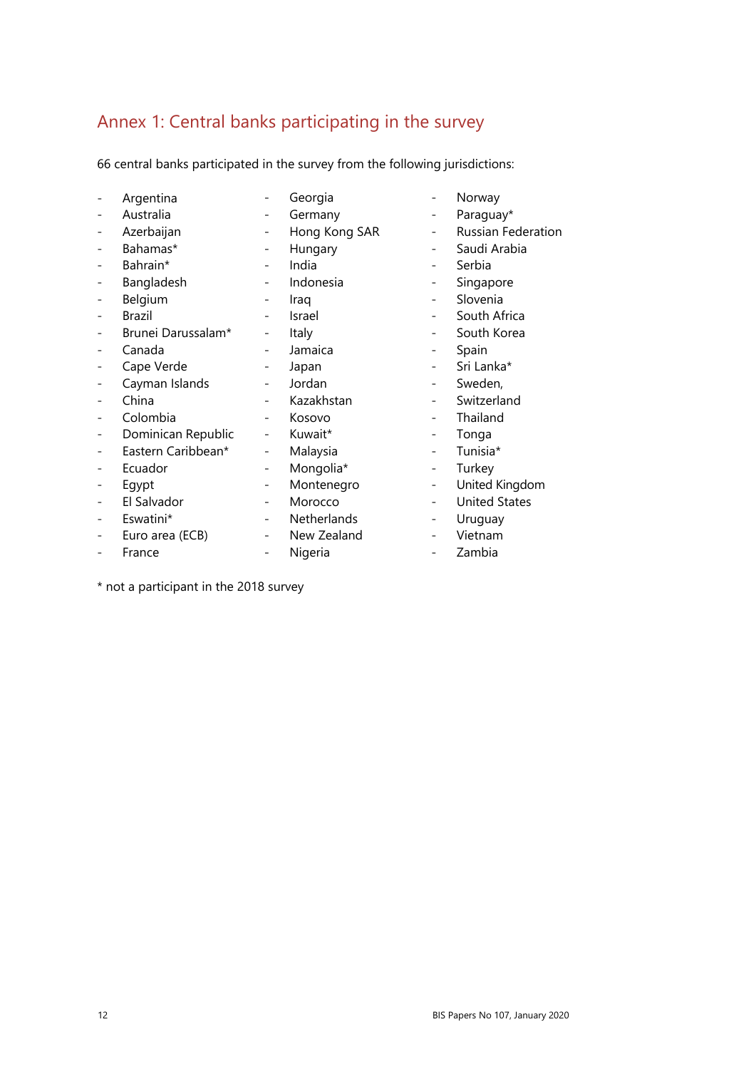## Annex 1: Central banks participating in the survey

66 central banks participated in the survey from the following jurisdictions:

- Argentina
- Australia
- Azerbaijan
- Bahamas*
- Bahrain*
- Bangladesh
- Belgium
- Brazil
- Brunei Darussalam*
- Canada
- Cape Verde
- Cayman Islands
- China
- Colombia
- Dominican Republic
- Eastern Caribbean*
- Ecuador
- Egypt
- El Salvador
- Eswatini*
- Euro area (ECB)
- France
- Georgia
- Germany
- Hong Kong SAR
- Hungary
- India
- Indonesia
- Iraq
- Israel
- Italy
- Jamaica
- Japan
- Jordan
- Kazakhstan
- Kosovo
- Kuwait*
- Malaysia
- Mongolia*
- Montenegro
- Morocco
- Netherlands
- New Zealand
- Nigeria
- Norway
- Paraguay*
- Russian Federation
- Saudi Arabia
- Serbia
- Singapore
- Slovenia
- South Africa
- South Korea
- Spain
- Sri Lanka*
- Sweden,
- Switzerland
- Thailand
- Tonga
- Tunisia*
- Turkey
- United Kingdom
- United States
- Uruguay
- Vietnam
- Zambia

\* not a participant in the 2018 survey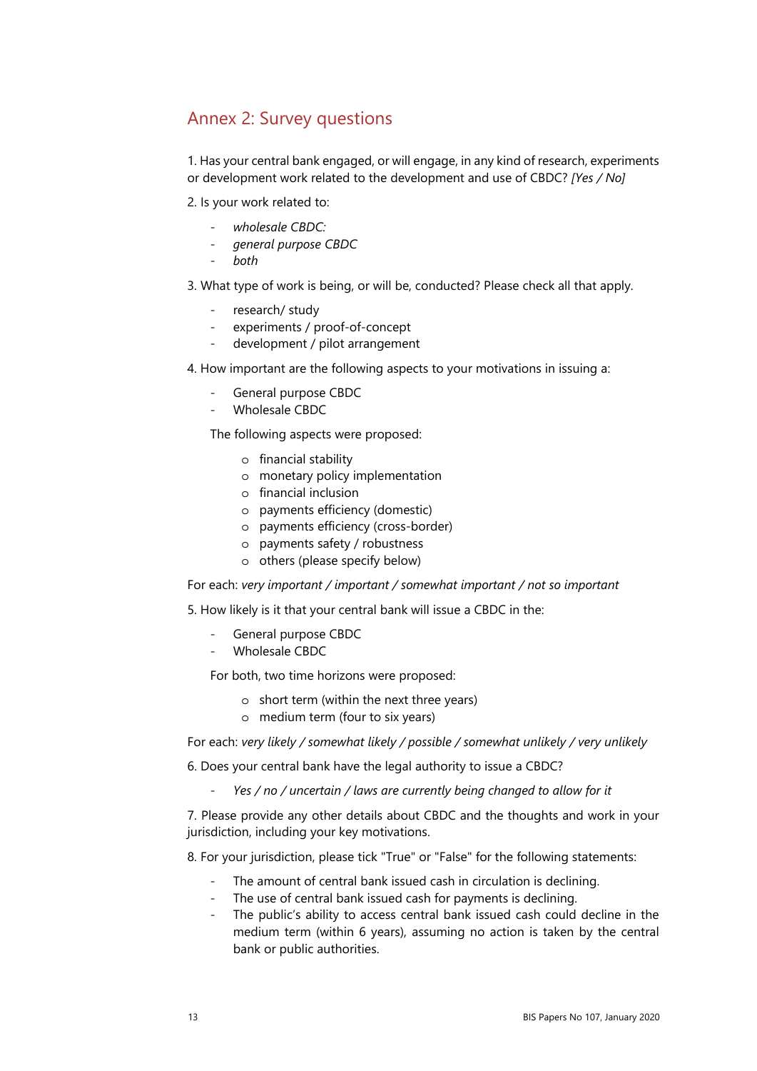## Annex 2: Survey questions

1. Has your central bank engaged, or will engage, in any kind of research, experiments or development work related to the development and use of CBDC? *[Yes / No]*

2. Is your work related to:

   - *wholesale CBDC:*
   - *general purpose CBDC*
   - *both*

3. What type of work is being, or will be, conducted? Please check all that apply.

   - research/ study
   - experiments / proof-of-concept
   - development / pilot arrangement

4. How important are the following aspects to your motivations in issuing a:

   - General purpose CBDC
   - Wholesale CBDC

   The following aspects were proposed:

   - financial stability
   - monetary policy implementation
   - financial inclusion
   - payments efficiency (domestic)
   - payments efficiency (cross-border)
   - payments safety / robustness
   - others (please specify below)

For each: *very important / important / somewhat important / not so important*

5. How likely is it that your central bank will issue a CBDC in the:

   - General purpose CBDC
   - Wholesale CBDC

   For both, two time horizons were proposed:

   - short term (within the next three years)
   - medium term (four to six years)

For each: *very likely / somewhat likely / possible / somewhat unlikely / very unlikely*

6. Does your central bank have the legal authority to issue a CBDC?

   - *Yes / no / uncertain / laws are currently being changed to allow for it*

7. Please provide any other details about CBDC and the thoughts and work in your jurisdiction, including your key motivations.

8. For your jurisdiction, please tick "True" or "False" for the following statements:

   - The amount of central bank issued cash in circulation is declining.
   - The use of central bank issued cash for payments is declining.
   - The public's ability to access central bank issued cash could decline in the medium term (within 6 years), assuming no action is taken by the central bank or public authorities.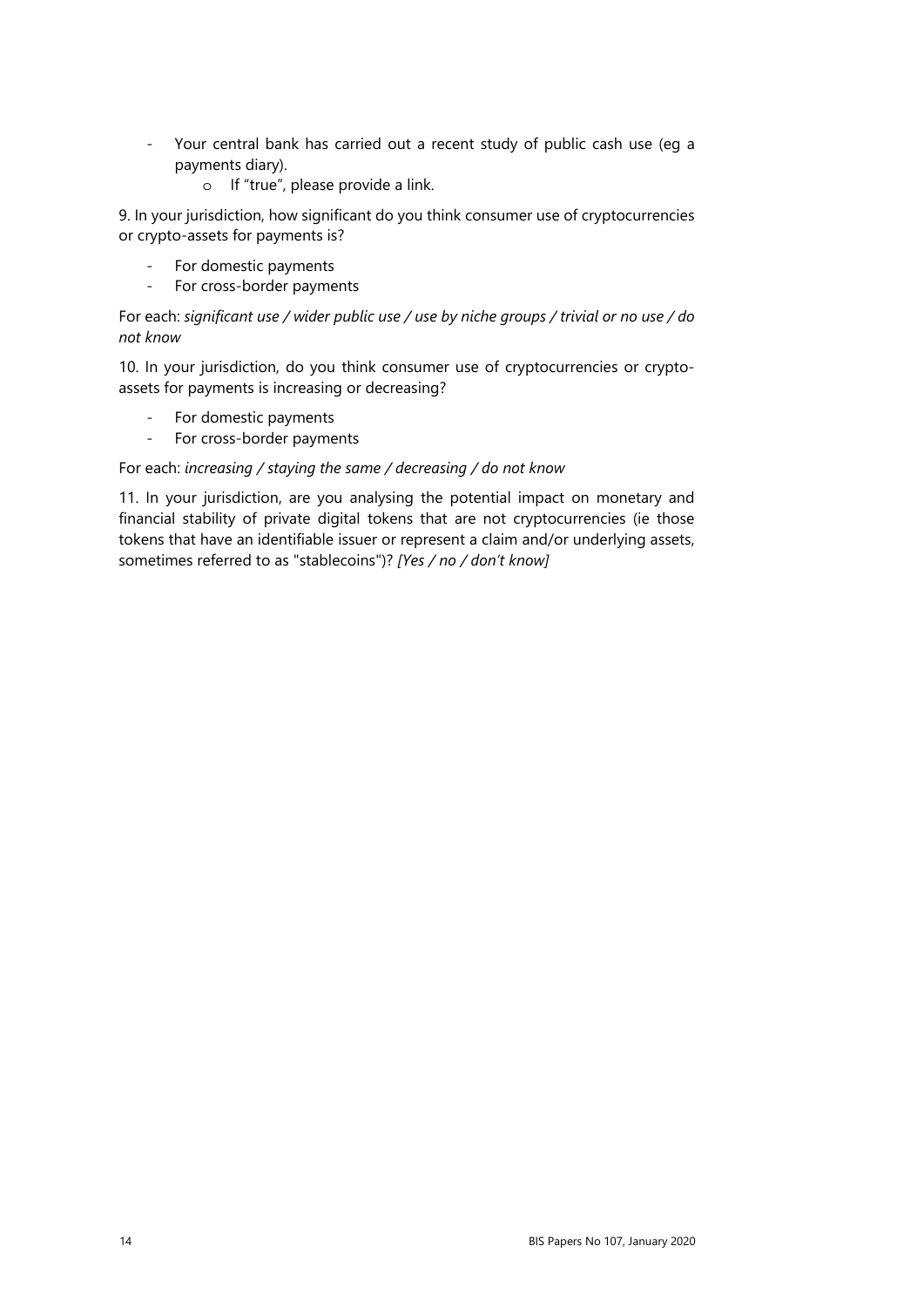- Your central bank has carried out a recent study of public cash use (eg a payments diary).
  - If "true", please provide a link.

9. In your jurisdiction, how significant do you think consumer use of cryptocurrencies or crypto-assets for payments is?

- For domestic payments
- For cross-border payments

For each: *significant use / wider public use / use by niche groups / trivial or no use / do not know*

10. In your jurisdiction, do you think consumer use of cryptocurrencies or crypto-assets for payments is increasing or decreasing?

- For domestic payments
- For cross-border payments

For each: *increasing / staying the same / decreasing / do not know*

11. In your jurisdiction, are you analysing the potential impact on monetary and financial stability of private digital tokens that are not cryptocurrencies (ie those tokens that have an identifiable issuer or represent a claim and/or underlying assets, sometimes referred to as "stablecoins")? *[Yes / no / don't know]*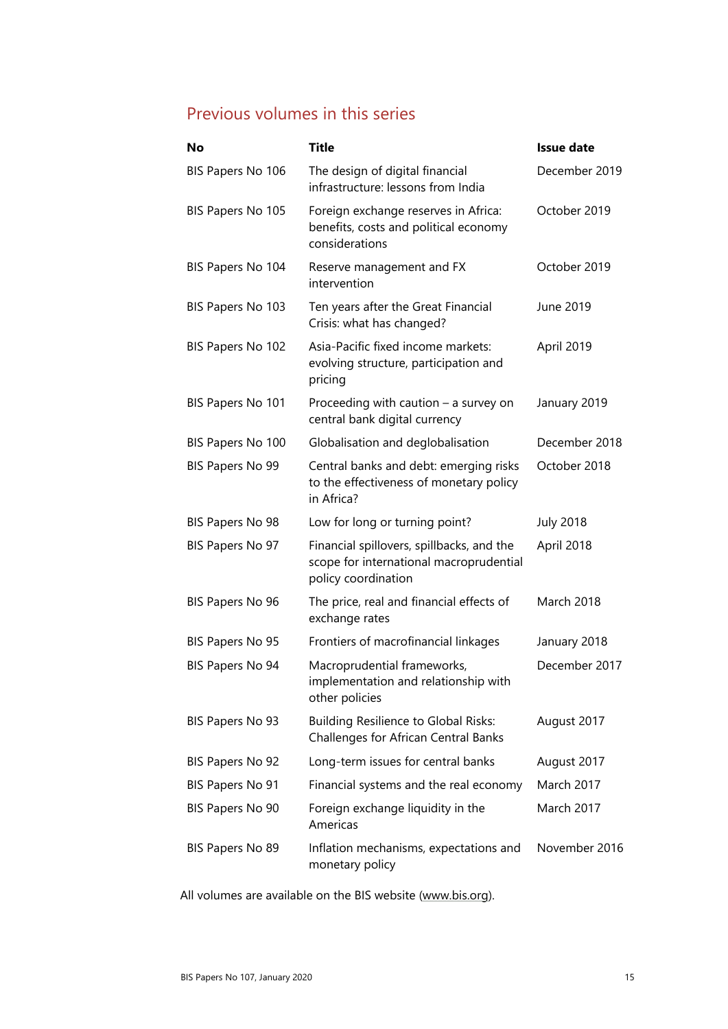## Previous volumes in this series

| No | Title | Issue date |
|---|---|---|
| BIS Papers No 106 | The design of digital financial infrastructure: lessons from India | December 2019 |
| BIS Papers No 105 | Foreign exchange reserves in Africa: benefits, costs and political economy considerations | October 2019 |
| BIS Papers No 104 | Reserve management and FX intervention | October 2019 |
| BIS Papers No 103 | Ten years after the Great Financial Crisis: what has changed? | June 2019 |
| BIS Papers No 102 | Asia-Pacific fixed income markets: evolving structure, participation and pricing | April 2019 |
| BIS Papers No 101 | Proceeding with caution – a survey on central bank digital currency | January 2019 |
| BIS Papers No 100 | Globalisation and deglobalisation | December 2018 |
| BIS Papers No 99 | Central banks and debt: emerging risks to the effectiveness of monetary policy in Africa? | October 2018 |
| BIS Papers No 98 | Low for long or turning point? | July 2018 |
| BIS Papers No 97 | Financial spillovers, spillbacks, and the scope for international macroprudential policy coordination | April 2018 |
| BIS Papers No 96 | The price, real and financial effects of exchange rates | March 2018 |
| BIS Papers No 95 | Frontiers of macrofinancial linkages | January 2018 |
| BIS Papers No 94 | Macroprudential frameworks, implementation and relationship with other policies | December 2017 |
| BIS Papers No 93 | Building Resilience to Global Risks: Challenges for African Central Banks | August 2017 |
| BIS Papers No 92 | Long-term issues for central banks | August 2017 |
| BIS Papers No 91 | Financial systems and the real economy | March 2017 |
| BIS Papers No 90 | Foreign exchange liquidity in the Americas | March 2017 |
| BIS Papers No 89 | Inflation mechanisms, expectations and monetary policy | November 2016 |

All volumes are available on the BIS website (www.bis.org).